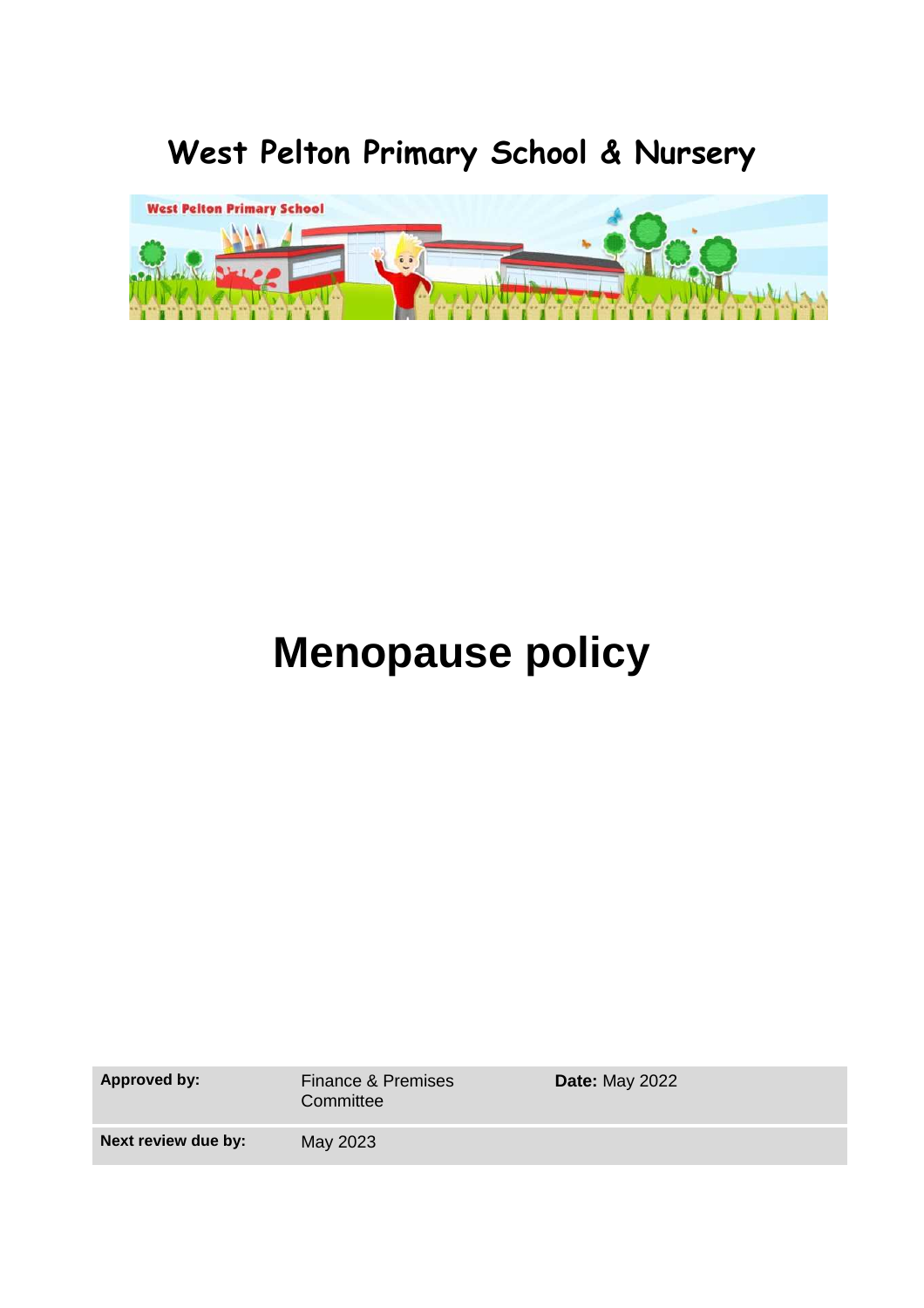# West Pelton Primary School & Nursery

# Menopause policy

| Approved by: | Finance & Premises Committee | Date: May 2022 |
|---|---|---|
| Next review due by: | May 2023 | |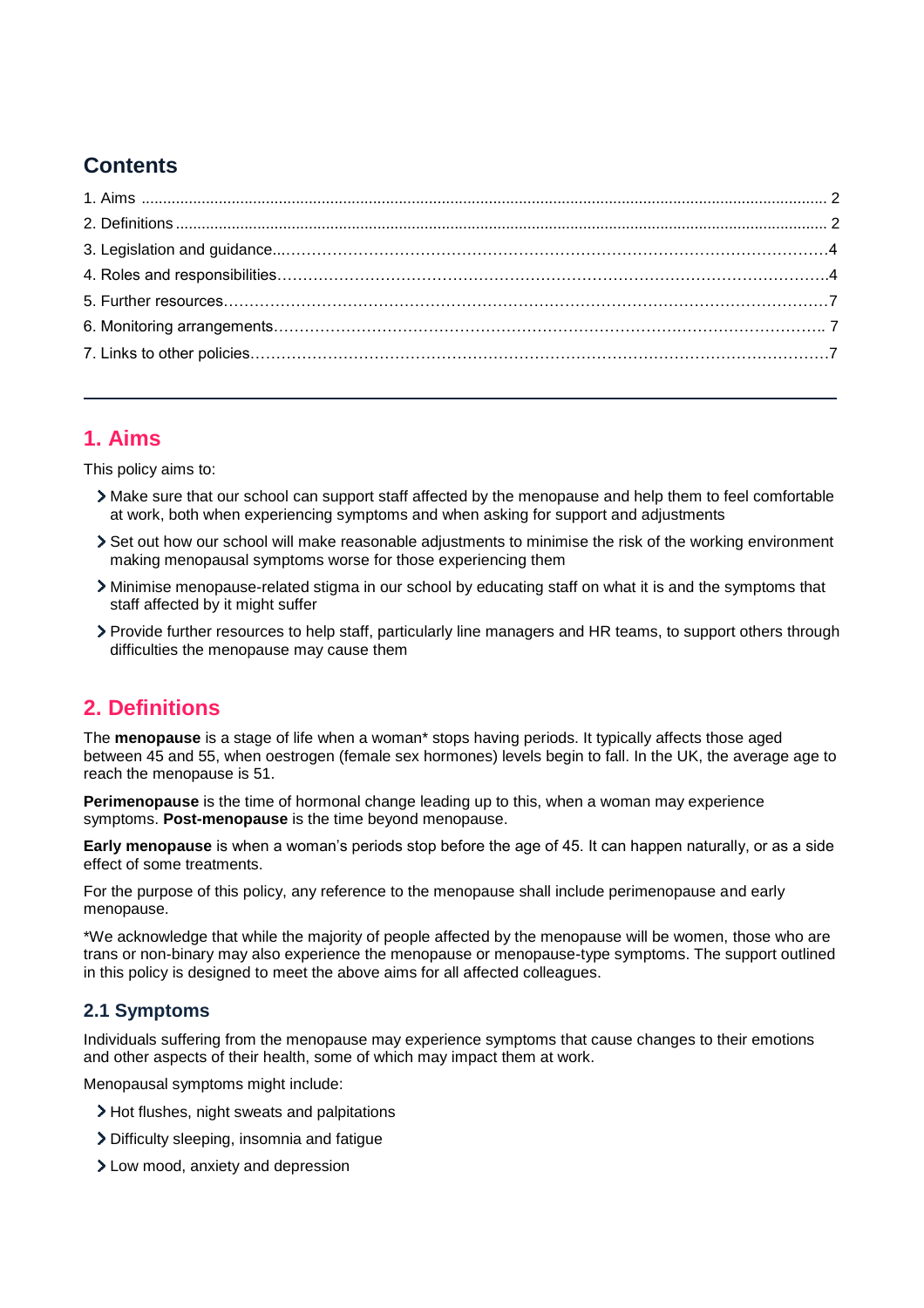## Contents

1. Aims .................................................................................................................................................. 2
2. Definitions ........................................................................................................................................ 2
3. Legislation and guidance................................................................................................................4
4. Roles and responsibilities...............................................................................................................4
5. Further resources............................................................................................................................7
6. Monitoring arrangements.............................................................................................................. 7
7. Links to other policies.....................................................................................................................7

---

## 1. Aims

This policy aims to:

- Make sure that our school can support staff affected by the menopause and help them to feel comfortable at work, both when experiencing symptoms and when asking for support and adjustments
- Set out how our school will make reasonable adjustments to minimise the risk of the working environment making menopausal symptoms worse for those experiencing them
- Minimise menopause-related stigma in our school by educating staff on what it is and the symptoms that staff affected by it might suffer
- Provide further resources to help staff, particularly line managers and HR teams, to support others through difficulties the menopause may cause them

## 2. Definitions

The **menopause** is a stage of life when a woman* stops having periods. It typically affects those aged between 45 and 55, when oestrogen (female sex hormones) levels begin to fall. In the UK, the average age to reach the menopause is 51.

**Perimenopause** is the time of hormonal change leading up to this, when a woman may experience symptoms. **Post-menopause** is the time beyond menopause.

**Early menopause** is when a woman's periods stop before the age of 45. It can happen naturally, or as a side effect of some treatments.

For the purpose of this policy, any reference to the menopause shall include perimenopause and early menopause.

*We acknowledge that while the majority of people affected by the menopause will be women, those who are trans or non-binary may also experience the menopause or menopause-type symptoms. The support outlined in this policy is designed to meet the above aims for all affected colleagues.

### 2.1 Symptoms

Individuals suffering from the menopause may experience symptoms that cause changes to their emotions and other aspects of their health, some of which may impact them at work.

Menopausal symptoms might include:

- Hot flushes, night sweats and palpitations
- Difficulty sleeping, insomnia and fatigue
- Low mood, anxiety and depression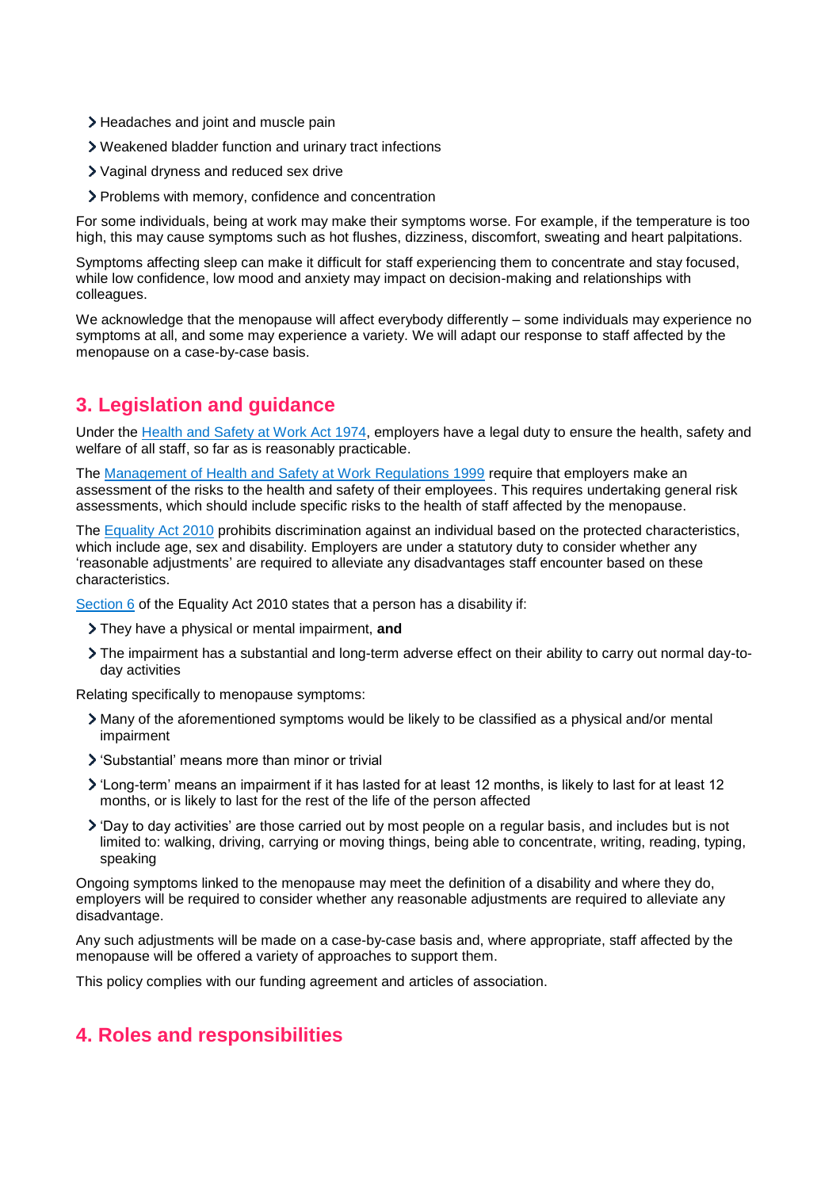- Headaches and joint and muscle pain
- Weakened bladder function and urinary tract infections
- Vaginal dryness and reduced sex drive
- Problems with memory, confidence and concentration

For some individuals, being at work may make their symptoms worse. For example, if the temperature is too high, this may cause symptoms such as hot flushes, dizziness, discomfort, sweating and heart palpitations.

Symptoms affecting sleep can make it difficult for staff experiencing them to concentrate and stay focused, while low confidence, low mood and anxiety may impact on decision-making and relationships with colleagues.

We acknowledge that the menopause will affect everybody differently – some individuals may experience no symptoms at all, and some may experience a variety. We will adapt our response to staff affected by the menopause on a case-by-case basis.

## 3. Legislation and guidance

Under the Health and Safety at Work Act 1974, employers have a legal duty to ensure the health, safety and welfare of all staff, so far as is reasonably practicable.

The Management of Health and Safety at Work Regulations 1999 require that employers make an assessment of the risks to the health and safety of their employees. This requires undertaking general risk assessments, which should include specific risks to the health of staff affected by the menopause.

The Equality Act 2010 prohibits discrimination against an individual based on the protected characteristics, which include age, sex and disability. Employers are under a statutory duty to consider whether any 'reasonable adjustments' are required to alleviate any disadvantages staff encounter based on these characteristics.

Section 6 of the Equality Act 2010 states that a person has a disability if:

- They have a physical or mental impairment, **and**
- The impairment has a substantial and long-term adverse effect on their ability to carry out normal day-to-day activities

Relating specifically to menopause symptoms:

- Many of the aforementioned symptoms would be likely to be classified as a physical and/or mental impairment
- 'Substantial' means more than minor or trivial
- 'Long-term' means an impairment if it has lasted for at least 12 months, is likely to last for at least 12 months, or is likely to last for the rest of the life of the person affected
- 'Day to day activities' are those carried out by most people on a regular basis, and includes but is not limited to: walking, driving, carrying or moving things, being able to concentrate, writing, reading, typing, speaking

Ongoing symptoms linked to the menopause may meet the definition of a disability and where they do, employers will be required to consider whether any reasonable adjustments are required to alleviate any disadvantage.

Any such adjustments will be made on a case-by-case basis and, where appropriate, staff affected by the menopause will be offered a variety of approaches to support them.

This policy complies with our funding agreement and articles of association.

## 4. Roles and responsibilities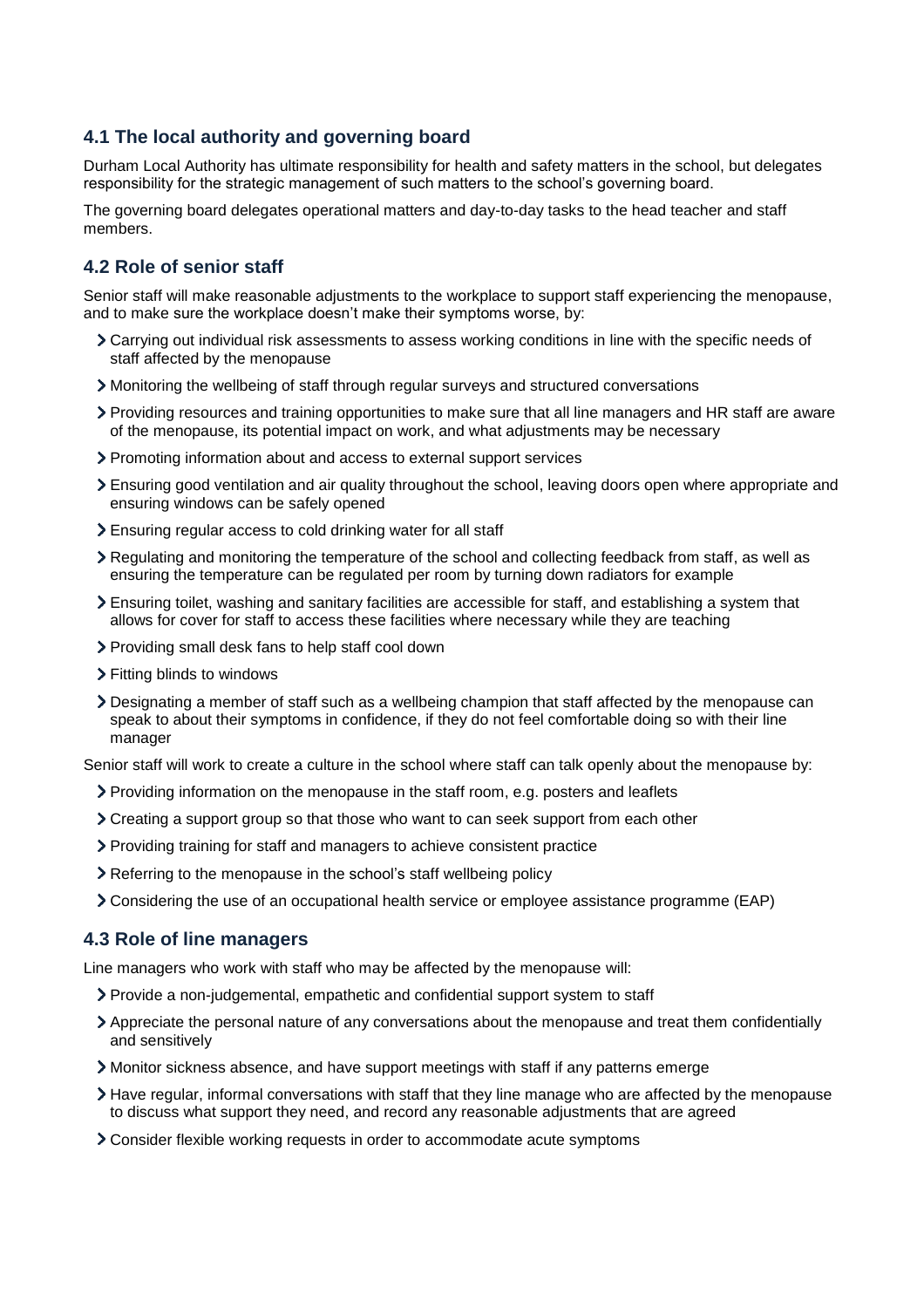### 4.1 The local authority and governing board

Durham Local Authority has ultimate responsibility for health and safety matters in the school, but delegates responsibility for the strategic management of such matters to the school's governing board.

The governing board delegates operational matters and day-to-day tasks to the head teacher and staff members.

### 4.2 Role of senior staff

Senior staff will make reasonable adjustments to the workplace to support staff experiencing the menopause, and to make sure the workplace doesn't make their symptoms worse, by:

- Carrying out individual risk assessments to assess working conditions in line with the specific needs of staff affected by the menopause
- Monitoring the wellbeing of staff through regular surveys and structured conversations
- Providing resources and training opportunities to make sure that all line managers and HR staff are aware of the menopause, its potential impact on work, and what adjustments may be necessary
- Promoting information about and access to external support services
- Ensuring good ventilation and air quality throughout the school, leaving doors open where appropriate and ensuring windows can be safely opened
- Ensuring regular access to cold drinking water for all staff
- Regulating and monitoring the temperature of the school and collecting feedback from staff, as well as ensuring the temperature can be regulated per room by turning down radiators for example
- Ensuring toilet, washing and sanitary facilities are accessible for staff, and establishing a system that allows for cover for staff to access these facilities where necessary while they are teaching
- Providing small desk fans to help staff cool down
- Fitting blinds to windows
- Designating a member of staff such as a wellbeing champion that staff affected by the menopause can speak to about their symptoms in confidence, if they do not feel comfortable doing so with their line manager

Senior staff will work to create a culture in the school where staff can talk openly about the menopause by:

- Providing information on the menopause in the staff room, e.g. posters and leaflets
- Creating a support group so that those who want to can seek support from each other
- Providing training for staff and managers to achieve consistent practice
- Referring to the menopause in the school's staff wellbeing policy
- Considering the use of an occupational health service or employee assistance programme (EAP)

### 4.3 Role of line managers

Line managers who work with staff who may be affected by the menopause will:

- Provide a non-judgemental, empathetic and confidential support system to staff
- Appreciate the personal nature of any conversations about the menopause and treat them confidentially and sensitively
- Monitor sickness absence, and have support meetings with staff if any patterns emerge
- Have regular, informal conversations with staff that they line manage who are affected by the menopause to discuss what support they need, and record any reasonable adjustments that are agreed
- Consider flexible working requests in order to accommodate acute symptoms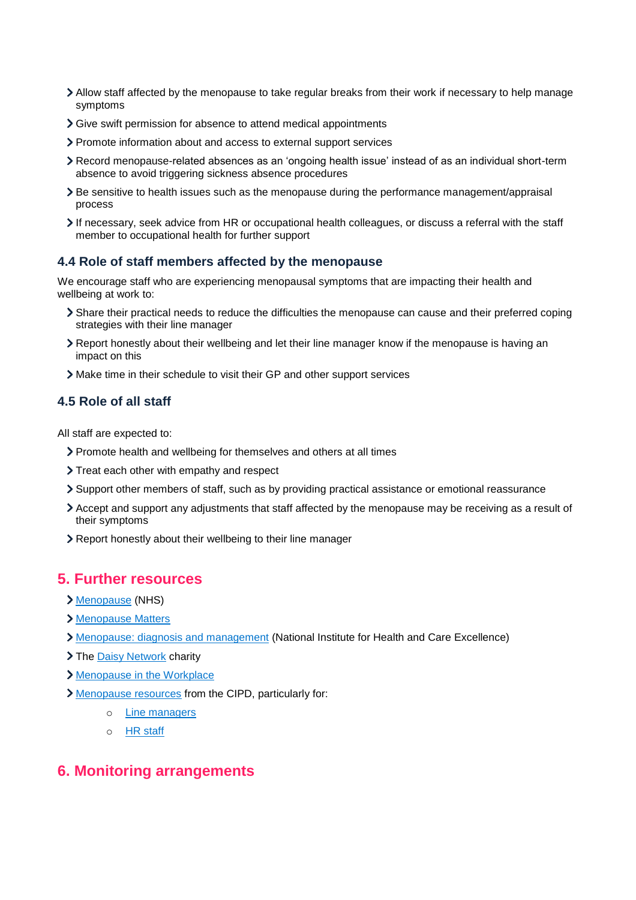- Allow staff affected by the menopause to take regular breaks from their work if necessary to help manage symptoms
- Give swift permission for absence to attend medical appointments
- Promote information about and access to external support services
- Record menopause-related absences as an 'ongoing health issue' instead of as an individual short-term absence to avoid triggering sickness absence procedures
- Be sensitive to health issues such as the menopause during the performance management/appraisal process
- If necessary, seek advice from HR or occupational health colleagues, or discuss a referral with the staff member to occupational health for further support

### 4.4 Role of staff members affected by the menopause

We encourage staff who are experiencing menopausal symptoms that are impacting their health and wellbeing at work to:

- Share their practical needs to reduce the difficulties the menopause can cause and their preferred coping strategies with their line manager
- Report honestly about their wellbeing and let their line manager know if the menopause is having an impact on this
- Make time in their schedule to visit their GP and other support services

### 4.5 Role of all staff

All staff are expected to:

- Promote health and wellbeing for themselves and others at all times
- Treat each other with empathy and respect
- Support other members of staff, such as by providing practical assistance or emotional reassurance
- Accept and support any adjustments that staff affected by the menopause may be receiving as a result of their symptoms
- Report honestly about their wellbeing to their line manager

## 5. Further resources

- Menopause (NHS)
- Menopause Matters
- Menopause: diagnosis and management (National Institute for Health and Care Excellence)
- The Daisy Network charity
- Menopause in the Workplace
- Menopause resources from the CIPD, particularly for:
  - Line managers
  - HR staff

## 6. Monitoring arrangements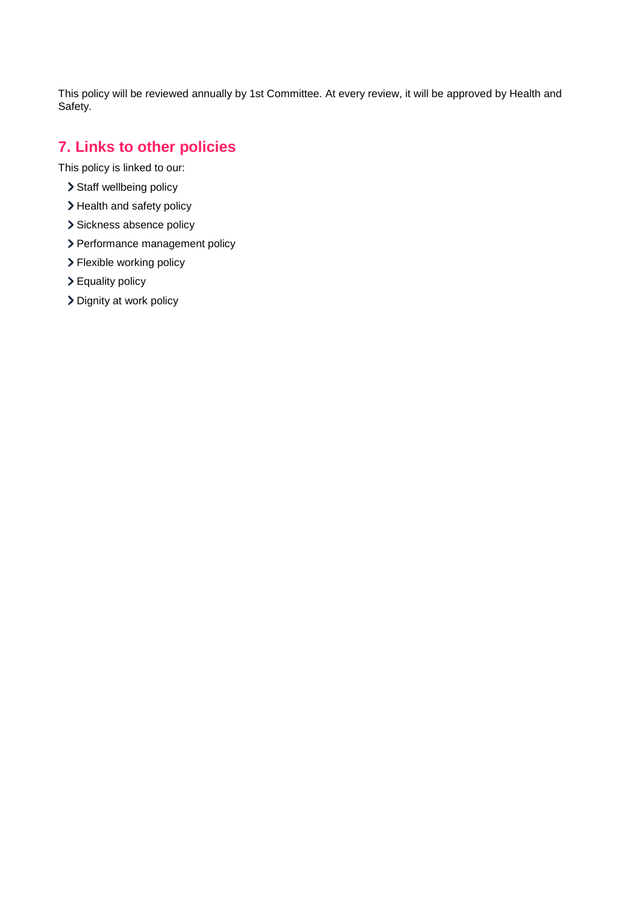This policy will be reviewed annually by 1st Committee. At every review, it will be approved by Health and Safety.

## 7. Links to other policies

This policy is linked to our:

- Staff wellbeing policy
- Health and safety policy
- Sickness absence policy
- Performance management policy
- Flexible working policy
- Equality policy
- Dignity at work policy